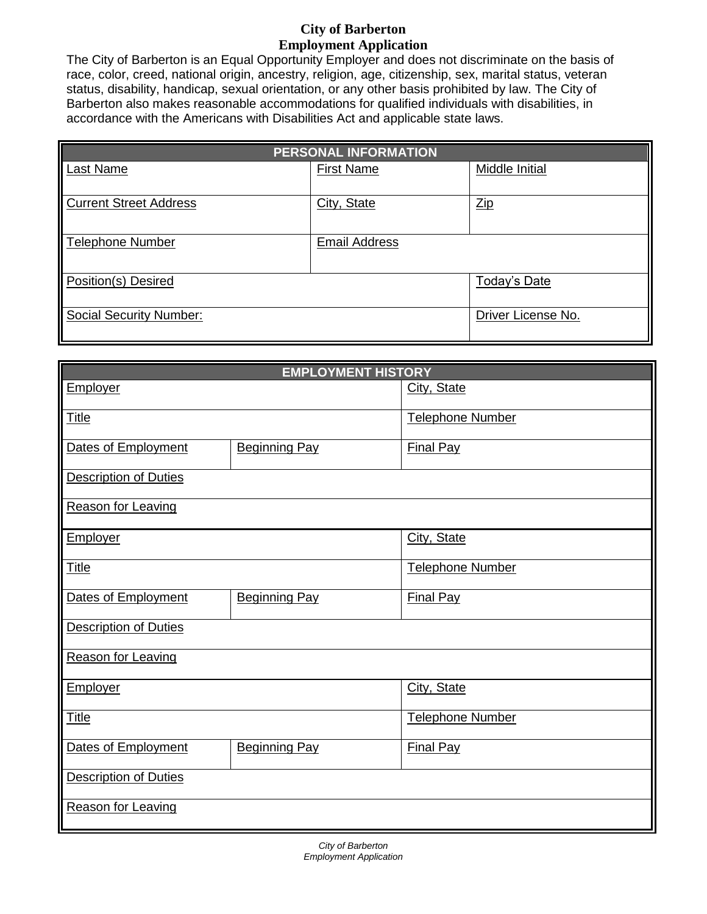# City of Barberton
## Employment Application

The City of Barberton is an Equal Opportunity Employer and does not discriminate on the basis of race, color, creed, national origin, ancestry, religion, age, citizenship, sex, marital status, veteran status, disability, handicap, sexual orientation, or any other basis prohibited by law. The City of Barberton also makes reasonable accommodations for qualified individuals with disabilities, in accordance with the Americans with Disabilities Act and applicable state laws.

| PERSONAL INFORMATION | | |
|---|---|---|
| Last Name | First Name | Middle Initial |
| Current Street Address | City, State | Zip |
| Telephone Number | Email Address | |
| Position(s) Desired | | Today's Date |
| Social Security Number: | | Driver License No. |

| EMPLOYMENT HISTORY | | |
|---|---|---|
| Employer | | City, State |
| Title | | Telephone Number |
| Dates of Employment | Beginning Pay | Final Pay |
| Description of Duties | | |
| Reason for Leaving | | |
| Employer | | City, State |
| Title | | Telephone Number |
| Dates of Employment | Beginning Pay | Final Pay |
| Description of Duties | | |
| Reason for Leaving | | |
| Employer | | City, State |
| Title | | Telephone Number |
| Dates of Employment | Beginning Pay | Final Pay |
| Description of Duties | | |
| Reason for Leaving | | |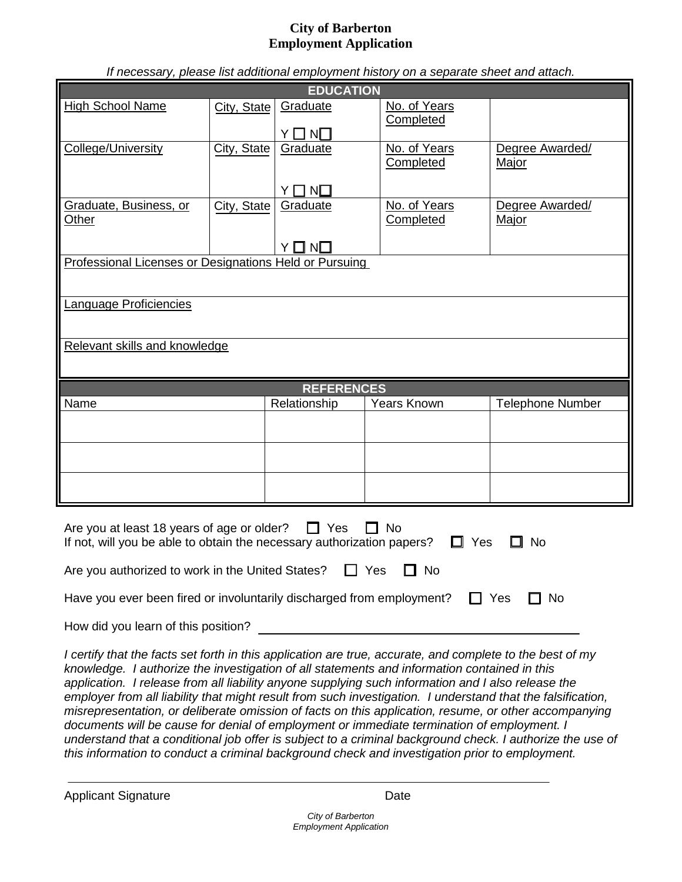**City of Barberton**
**Employment Application**

*If necessary, please list additional employment history on a separate sheet and attach.*

| EDUCATION | | | | |
|---|---|---|---|---|
| High School Name | City, State | Graduate<br>Y ☐ N☐ | No. of Years Completed | |
| College/University | City, State | Graduate<br>Y ☐ N☐ | No. of Years Completed | Degree Awarded/ Major |
| Graduate, Business, or Other | City, State | Graduate<br>Y ☐ N☐ | No. of Years Completed | Degree Awarded/ Major |
| Professional Licenses or Designations Held or Pursuing | | | | |
| Language Proficiencies | | | | |
| Relevant skills and knowledge | | | | |

| REFERENCES | | | |
|---|---|---|---|
| Name | Relationship | Years Known | Telephone Number |
| | | | |
| | | | |
| | | | |

Are you at least 18 years of age or older? ☐ Yes ☐ No
If not, will you be able to obtain the necessary authorization papers? ☐ Yes ☐ No

Are you authorized to work in the United States? ☐ Yes ☐ No

Have you ever been fired or involuntarily discharged from employment? ☐ Yes ☐ No

How did you learn of this position? ______________________________

*I certify that the facts set forth in this application are true, accurate, and complete to the best of my knowledge. I authorize the investigation of all statements and information contained in this application. I release from all liability anyone supplying such information and I also release the employer from all liability that might result from such investigation. I understand that the falsification, misrepresentation, or deliberate omission of facts on this application, resume, or other accompanying documents will be cause for denial of employment or immediate termination of employment. I understand that a conditional job offer is subject to a criminal background check. I authorize the use of this information to conduct a criminal background check and investigation prior to employment.*

______________________________

Applicant Signature Date